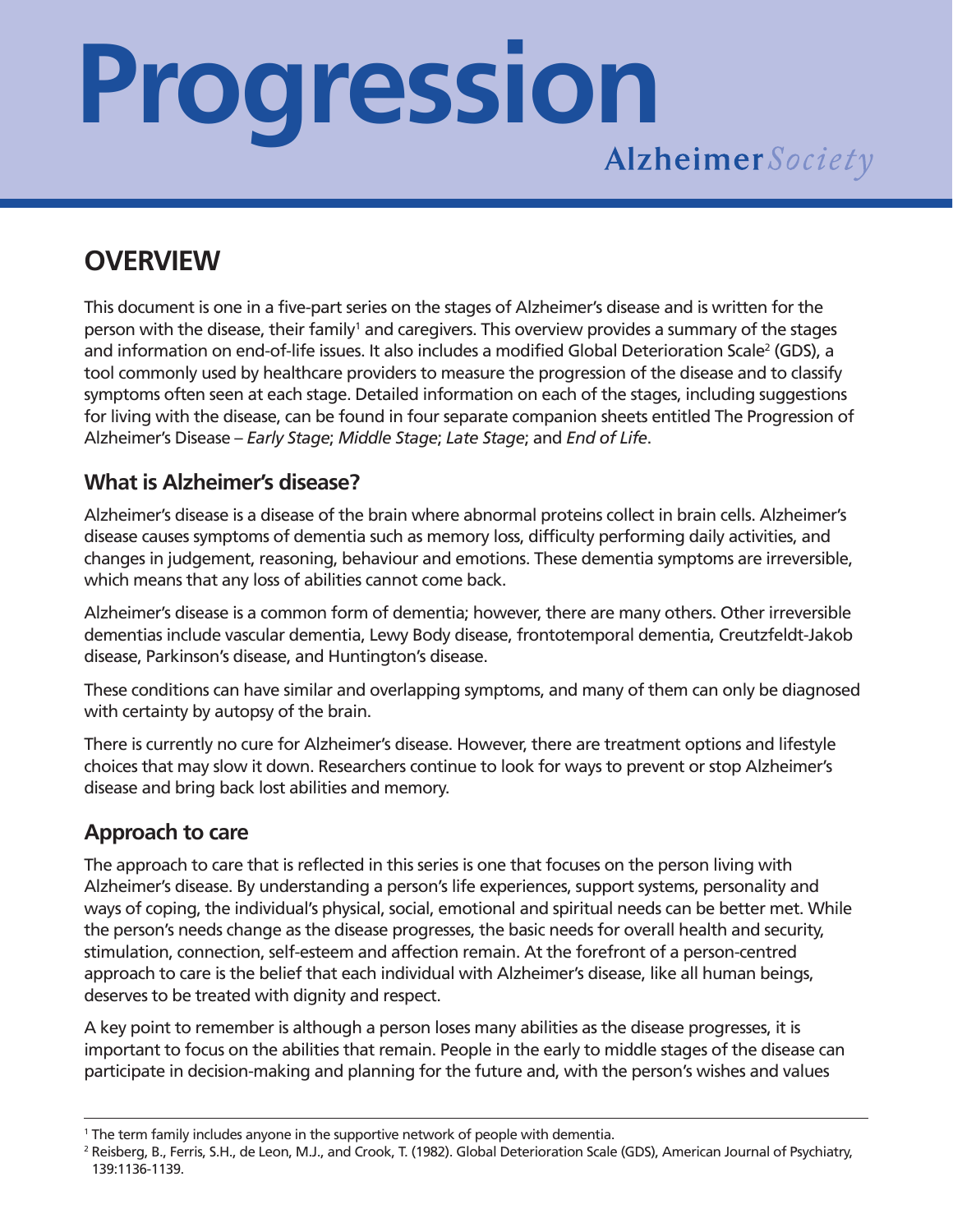# Progression

Alzheimer *Society*

## OVERVIEW

This document is one in a five-part series on the stages of Alzheimer's disease and is written for the person with the disease, their family[1] and caregivers. This overview provides a summary of the stages and information on end-of-life issues. It also includes a modified Global Deterioration Scale[2] (GDS), a tool commonly used by healthcare providers to measure the progression of the disease and to classify symptoms often seen at each stage. Detailed information on each of the stages, including suggestions for living with the disease, can be found in four separate companion sheets entitled The Progression of Alzheimer's Disease – *Early Stage*; *Middle Stage*; *Late Stage*; and *End of Life*.

### What is Alzheimer's disease?

Alzheimer's disease is a disease of the brain where abnormal proteins collect in brain cells. Alzheimer's disease causes symptoms of dementia such as memory loss, difficulty performing daily activities, and changes in judgement, reasoning, behaviour and emotions. These dementia symptoms are irreversible, which means that any loss of abilities cannot come back.

Alzheimer's disease is a common form of dementia; however, there are many others. Other irreversible dementias include vascular dementia, Lewy Body disease, frontotemporal dementia, Creutzfeldt-Jakob disease, Parkinson's disease, and Huntington's disease.

These conditions can have similar and overlapping symptoms, and many of them can only be diagnosed with certainty by autopsy of the brain.

There is currently no cure for Alzheimer's disease. However, there are treatment options and lifestyle choices that may slow it down. Researchers continue to look for ways to prevent or stop Alzheimer's disease and bring back lost abilities and memory.

### Approach to care

The approach to care that is reflected in this series is one that focuses on the person living with Alzheimer's disease. By understanding a person's life experiences, support systems, personality and ways of coping, the individual's physical, social, emotional and spiritual needs can be better met. While the person's needs change as the disease progresses, the basic needs for overall health and security, stimulation, connection, self-esteem and affection remain. At the forefront of a person-centred approach to care is the belief that each individual with Alzheimer's disease, like all human beings, deserves to be treated with dignity and respect.

A key point to remember is although a person loses many abilities as the disease progresses, it is important to focus on the abilities that remain. People in the early to middle stages of the disease can participate in decision-making and planning for the future and, with the person's wishes and values

---

[1] The term family includes anyone in the supportive network of people with dementia.

[2] Reisberg, B., Ferris, S.H., de Leon, M.J., and Crook, T. (1982). Global Deterioration Scale (GDS), American Journal of Psychiatry, 139:1136-1139.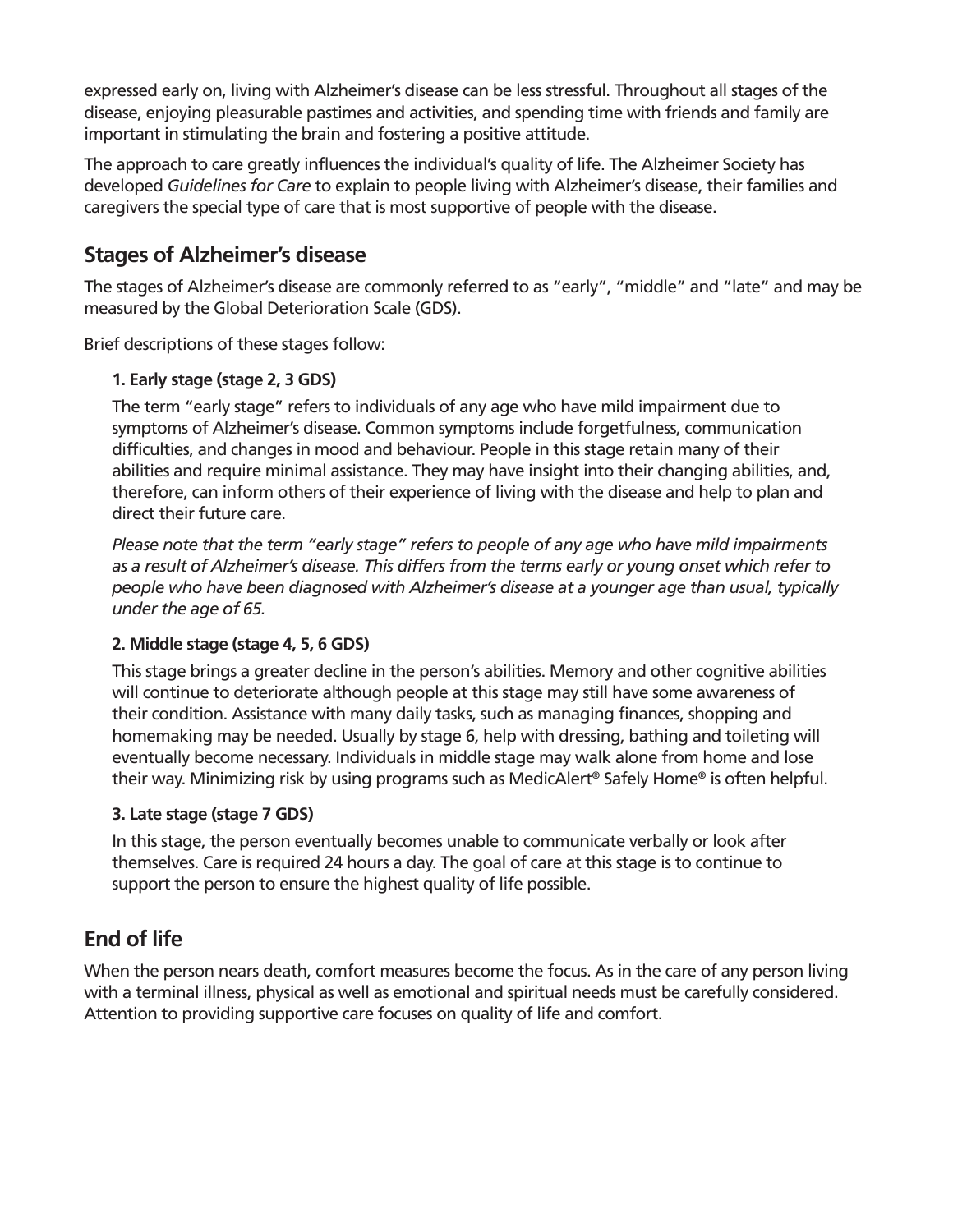expressed early on, living with Alzheimer's disease can be less stressful. Throughout all stages of the disease, enjoying pleasurable pastimes and activities, and spending time with friends and family are important in stimulating the brain and fostering a positive attitude.

The approach to care greatly influences the individual's quality of life. The Alzheimer Society has developed *Guidelines for Care* to explain to people living with Alzheimer's disease, their families and caregivers the special type of care that is most supportive of people with the disease.

## Stages of Alzheimer's disease

The stages of Alzheimer's disease are commonly referred to as "early", "middle" and "late" and may be measured by the Global Deterioration Scale (GDS).

Brief descriptions of these stages follow:

**1. Early stage (stage 2, 3 GDS)**

The term "early stage" refers to individuals of any age who have mild impairment due to symptoms of Alzheimer's disease. Common symptoms include forgetfulness, communication difficulties, and changes in mood and behaviour. People in this stage retain many of their abilities and require minimal assistance. They may have insight into their changing abilities, and, therefore, can inform others of their experience of living with the disease and help to plan and direct their future care.

*Please note that the term "early stage" refers to people of any age who have mild impairments as a result of Alzheimer's disease. This differs from the terms early or young onset which refer to people who have been diagnosed with Alzheimer's disease at a younger age than usual, typically under the age of 65.*

**2. Middle stage (stage 4, 5, 6 GDS)**

This stage brings a greater decline in the person's abilities. Memory and other cognitive abilities will continue to deteriorate although people at this stage may still have some awareness of their condition. Assistance with many daily tasks, such as managing finances, shopping and homemaking may be needed. Usually by stage 6, help with dressing, bathing and toileting will eventually become necessary. Individuals in middle stage may walk alone from home and lose their way. Minimizing risk by using programs such as MedicAlert® Safely Home® is often helpful.

**3. Late stage (stage 7 GDS)**

In this stage, the person eventually becomes unable to communicate verbally or look after themselves. Care is required 24 hours a day. The goal of care at this stage is to continue to support the person to ensure the highest quality of life possible.

## End of life

When the person nears death, comfort measures become the focus. As in the care of any person living with a terminal illness, physical as well as emotional and spiritual needs must be carefully considered. Attention to providing supportive care focuses on quality of life and comfort.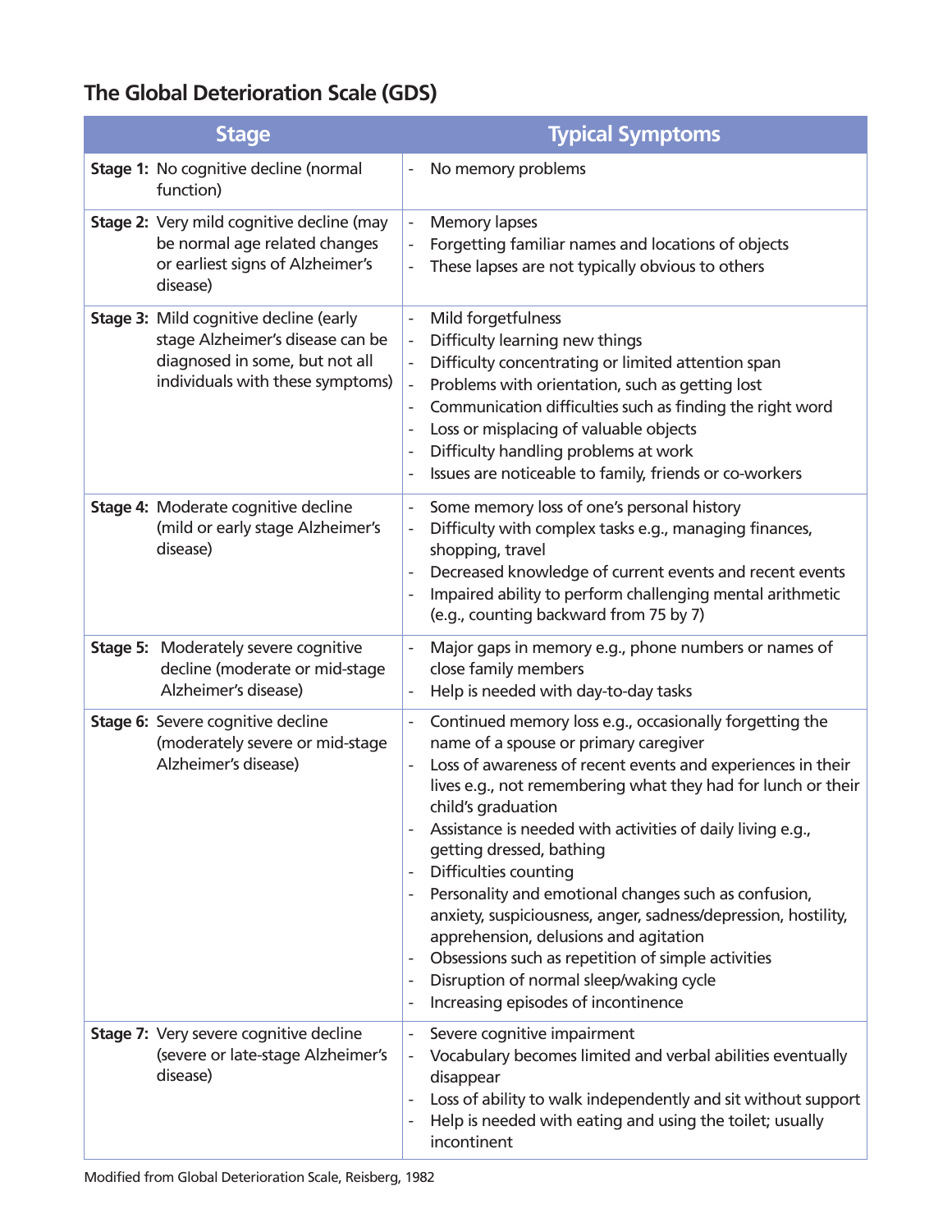## The Global Deterioration Scale (GDS)

| Stage | Typical Symptoms |
| --- | --- |
| **Stage 1:** No cognitive decline (normal function) | - No memory problems |
| **Stage 2:** Very mild cognitive decline (may be normal age related changes or earliest signs of Alzheimer's disease) | - Memory lapses<br>- Forgetting familiar names and locations of objects<br>- These lapses are not typically obvious to others |
| **Stage 3:** Mild cognitive decline (early stage Alzheimer's disease can be diagnosed in some, but not all individuals with these symptoms) | - Mild forgetfulness<br>- Difficulty learning new things<br>- Difficulty concentrating or limited attention span<br>- Problems with orientation, such as getting lost<br>- Communication difficulties such as finding the right word<br>- Loss or misplacing of valuable objects<br>- Difficulty handling problems at work<br>- Issues are noticeable to family, friends or co-workers |
| **Stage 4:** Moderate cognitive decline (mild or early stage Alzheimer's disease) | - Some memory loss of one's personal history<br>- Difficulty with complex tasks e.g., managing finances, shopping, travel<br>- Decreased knowledge of current events and recent events<br>- Impaired ability to perform challenging mental arithmetic (e.g., counting backward from 75 by 7) |
| **Stage 5:** Moderately severe cognitive decline (moderate or mid-stage Alzheimer's disease) | - Major gaps in memory e.g., phone numbers or names of close family members<br>- Help is needed with day-to-day tasks |
| **Stage 6:** Severe cognitive decline (moderately severe or mid-stage Alzheimer's disease) | - Continued memory loss e.g., occasionally forgetting the name of a spouse or primary caregiver<br>- Loss of awareness of recent events and experiences in their lives e.g., not remembering what they had for lunch or their child's graduation<br>- Assistance is needed with activities of daily living e.g., getting dressed, bathing<br>- Difficulties counting<br>- Personality and emotional changes such as confusion, anxiety, suspiciousness, anger, sadness/depression, hostility, apprehension, delusions and agitation<br>- Obsessions such as repetition of simple activities<br>- Disruption of normal sleep/waking cycle<br>- Increasing episodes of incontinence |
| **Stage 7:** Very severe cognitive decline (severe or late-stage Alzheimer's disease) | - Severe cognitive impairment<br>- Vocabulary becomes limited and verbal abilities eventually disappear<br>- Loss of ability to walk independently and sit without support<br>- Help is needed with eating and using the toilet; usually incontinent |

Modified from Global Deterioration Scale, Reisberg, 1982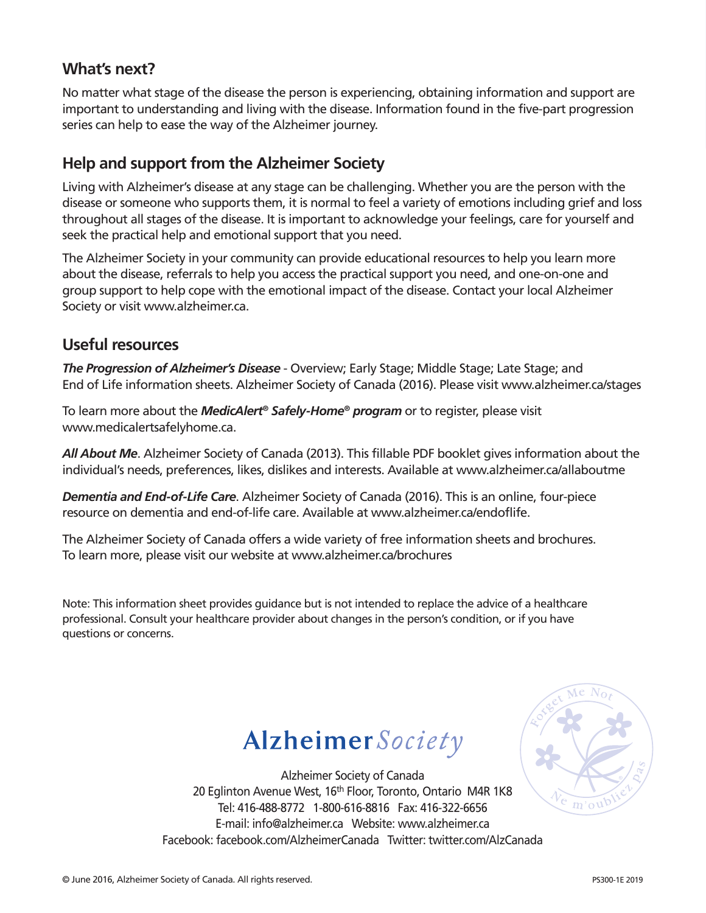## What's next?

No matter what stage of the disease the person is experiencing, obtaining information and support are important to understanding and living with the disease. Information found in the five-part progression series can help to ease the way of the Alzheimer journey.

## Help and support from the Alzheimer Society

Living with Alzheimer's disease at any stage can be challenging. Whether you are the person with the disease or someone who supports them, it is normal to feel a variety of emotions including grief and loss throughout all stages of the disease. It is important to acknowledge your feelings, care for yourself and seek the practical help and emotional support that you need.

The Alzheimer Society in your community can provide educational resources to help you learn more about the disease, referrals to help you access the practical support you need, and one-on-one and group support to help cope with the emotional impact of the disease. Contact your local Alzheimer Society or visit www.alzheimer.ca.

## Useful resources

***The Progression of Alzheimer's Disease*** - Overview; Early Stage; Middle Stage; Late Stage; and End of Life information sheets. Alzheimer Society of Canada (2016). Please visit www.alzheimer.ca/stages

To learn more about the ***MedicAlert® Safely-Home® program*** or to register, please visit www.medicalertsafelyhome.ca.

***All About Me***. Alzheimer Society of Canada (2013). This fillable PDF booklet gives information about the individual's needs, preferences, likes, dislikes and interests. Available at www.alzheimer.ca/allaboutme

***Dementia and End-of-Life Care***. Alzheimer Society of Canada (2016). This is an online, four-piece resource on dementia and end-of-life care. Available at www.alzheimer.ca/endoflife.

The Alzheimer Society of Canada offers a wide variety of free information sheets and brochures. To learn more, please visit our website at www.alzheimer.ca/brochures

Note: This information sheet provides guidance but is not intended to replace the advice of a healthcare professional. Consult your healthcare provider about changes in the person's condition, or if you have questions or concerns.

Alzheimer Society

Forget Me Not / Ne m'oubliez pas

Alzheimer Society of Canada
20 Eglinton Avenue West, 16th Floor, Toronto, Ontario M4R 1K8
Tel: 416-488-8772 1-800-616-8816 Fax: 416-322-6656
E-mail: info@alzheimer.ca Website: www.alzheimer.ca
Facebook: facebook.com/AlzheimerCanada Twitter: twitter.com/AlzCanada

© June 2016, Alzheimer Society of Canada. All rights reserved.

PS300-1E 2019